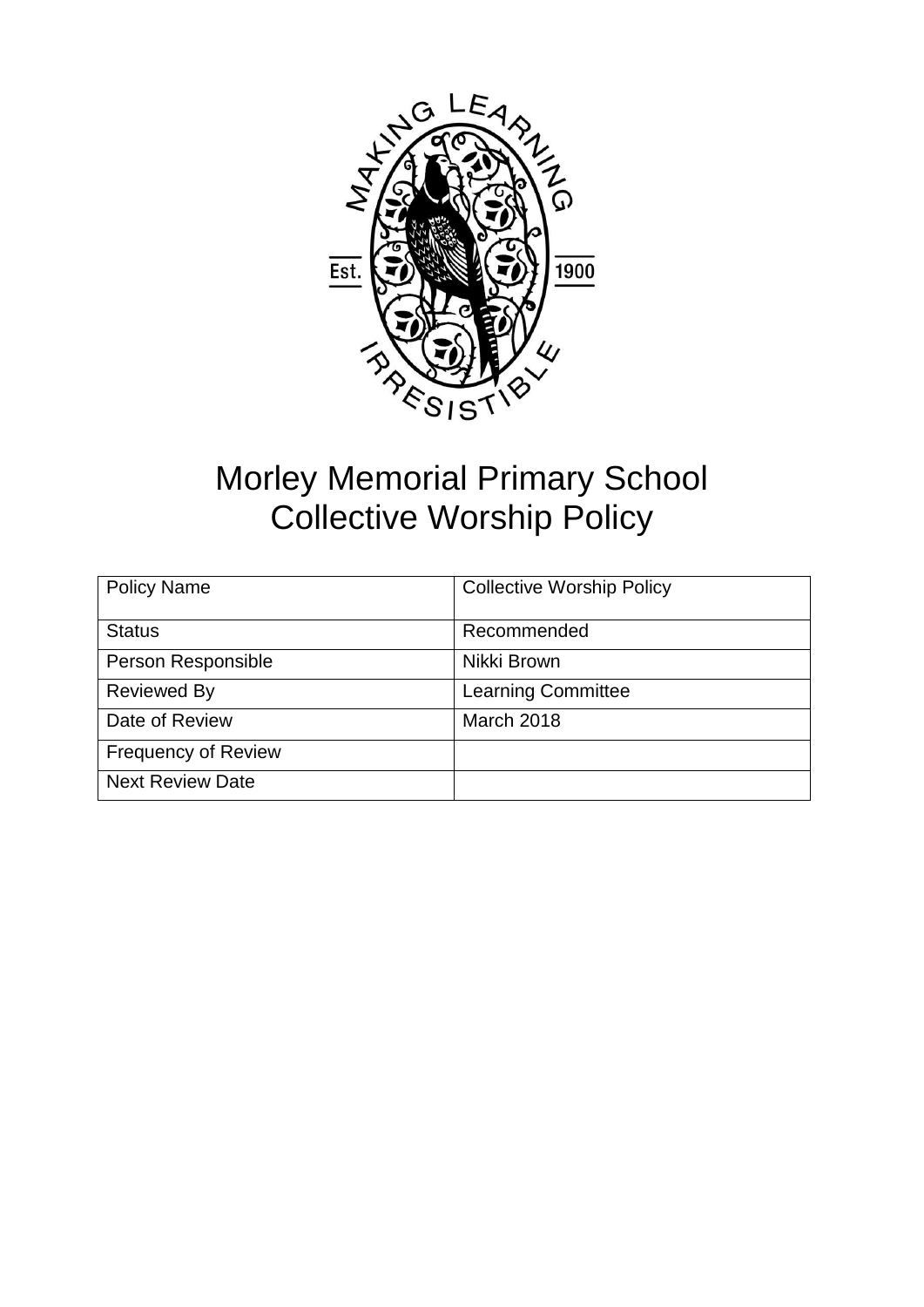# Morley Memorial Primary School
# Collective Worship Policy

| Policy Name | Collective Worship Policy |
| --- | --- |
| Status | Recommended |
| Person Responsible | Nikki Brown |
| Reviewed By | Learning Committee |
| Date of Review | March 2018 |
| Frequency of Review | |
| Next Review Date | |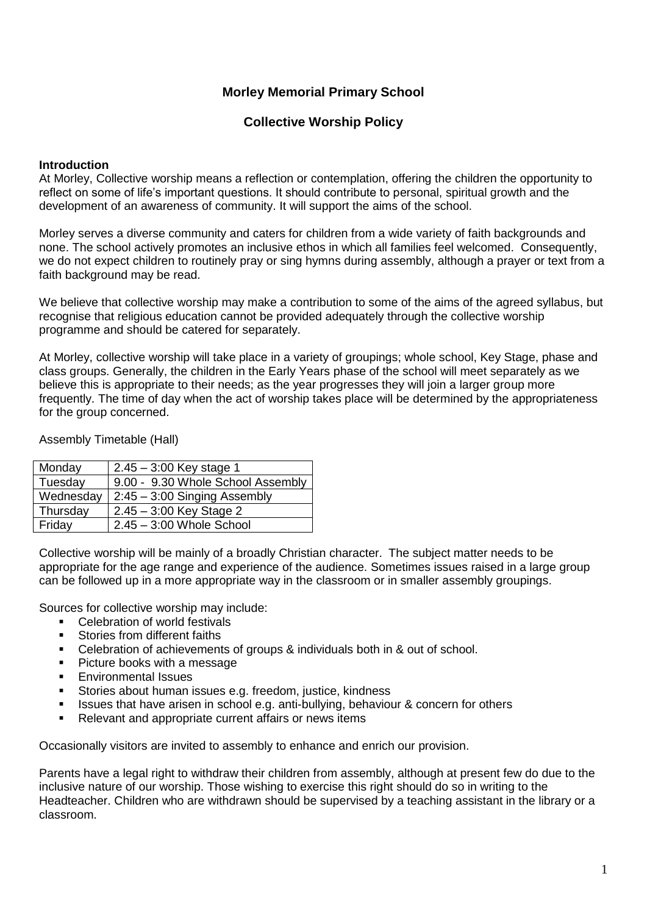# Morley Memorial Primary School

## Collective Worship Policy

**Introduction**

At Morley, Collective worship means a reflection or contemplation, offering the children the opportunity to reflect on some of life's important questions. It should contribute to personal, spiritual growth and the development of an awareness of community. It will support the aims of the school.

Morley serves a diverse community and caters for children from a wide variety of faith backgrounds and none. The school actively promotes an inclusive ethos in which all families feel welcomed. Consequently, we do not expect children to routinely pray or sing hymns during assembly, although a prayer or text from a faith background may be read.

We believe that collective worship may make a contribution to some of the aims of the agreed syllabus, but recognise that religious education cannot be provided adequately through the collective worship programme and should be catered for separately.

At Morley, collective worship will take place in a variety of groupings; whole school, Key Stage, phase and class groups. Generally, the children in the Early Years phase of the school will meet separately as we believe this is appropriate to their needs; as the year progresses they will join a larger group more frequently. The time of day when the act of worship takes place will be determined by the appropriateness for the group concerned.

Assembly Timetable (Hall)

| | |
|---|---|
| Monday | 2.45 – 3:00 Key stage 1 |
| Tuesday | 9.00 - 9.30 Whole School Assembly |
| Wednesday | 2:45 – 3:00 Singing Assembly |
| Thursday | 2.45 – 3:00 Key Stage 2 |
| Friday | 2.45 – 3:00 Whole School |

Collective worship will be mainly of a broadly Christian character. The subject matter needs to be appropriate for the age range and experience of the audience. Sometimes issues raised in a large group can be followed up in a more appropriate way in the classroom or in smaller assembly groupings.

Sources for collective worship may include:

- Celebration of world festivals
- Stories from different faiths
- Celebration of achievements of groups & individuals both in & out of school.
- Picture books with a message
- Environmental Issues
- Stories about human issues e.g. freedom, justice, kindness
- Issues that have arisen in school e.g. anti-bullying, behaviour & concern for others
- Relevant and appropriate current affairs or news items

Occasionally visitors are invited to assembly to enhance and enrich our provision.

Parents have a legal right to withdraw their children from assembly, although at present few do due to the inclusive nature of our worship. Those wishing to exercise this right should do so in writing to the Headteacher. Children who are withdrawn should be supervised by a teaching assistant in the library or a classroom.